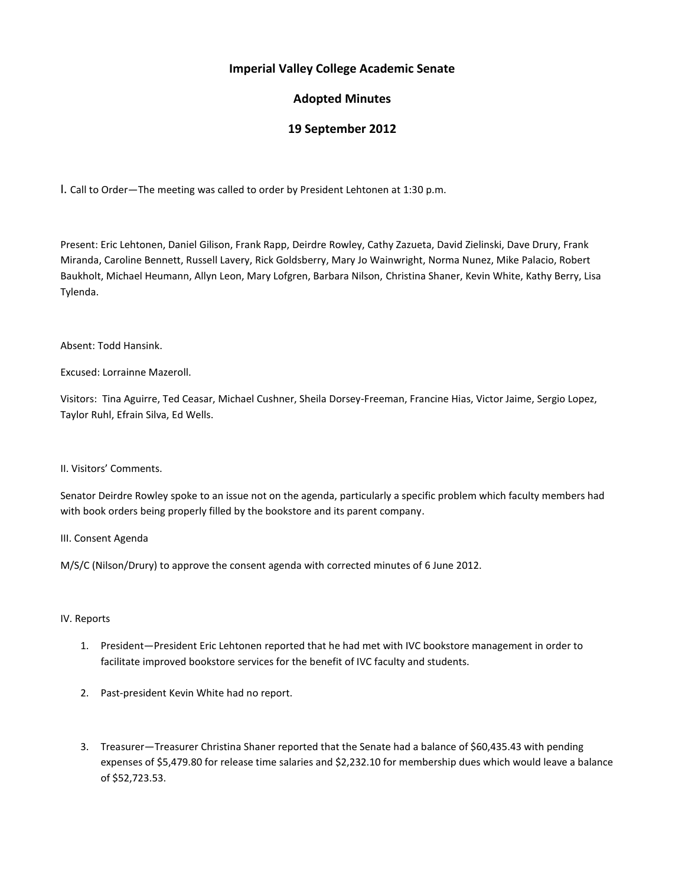# Imperial Valley College Academic Senate

## Adopted Minutes

## 19 September 2012

I. Call to Order—The meeting was called to order by President Lehtonen at 1:30 p.m.

Present: Eric Lehtonen, Daniel Gilison, Frank Rapp, Deirdre Rowley, Cathy Zazueta, David Zielinski, Dave Drury, Frank Miranda, Caroline Bennett, Russell Lavery, Rick Goldsberry, Mary Jo Wainwright, Norma Nunez, Mike Palacio, Robert Baukholt, Michael Heumann, Allyn Leon, Mary Lofgren, Barbara Nilson, Christina Shaner, Kevin White, Kathy Berry, Lisa Tylenda.

Absent: Todd Hansink.

Excused: Lorrainne Mazeroll.

Visitors: Tina Aguirre, Ted Ceasar, Michael Cushner, Sheila Dorsey-Freeman, Francine Hias, Victor Jaime, Sergio Lopez, Taylor Ruhl, Efrain Silva, Ed Wells.

II. Visitors' Comments.

Senator Deirdre Rowley spoke to an issue not on the agenda, particularly a specific problem which faculty members had with book orders being properly filled by the bookstore and its parent company.

III. Consent Agenda

M/S/C (Nilson/Drury) to approve the consent agenda with corrected minutes of 6 June 2012.

IV. Reports

1. President—President Eric Lehtonen reported that he had met with IVC bookstore management in order to facilitate improved bookstore services for the benefit of IVC faculty and students.

2. Past-president Kevin White had no report.

3. Treasurer—Treasurer Christina Shaner reported that the Senate had a balance of $60,435.43 with pending expenses of $5,479.80 for release time salaries and $2,232.10 for membership dues which would leave a balance of $52,723.53.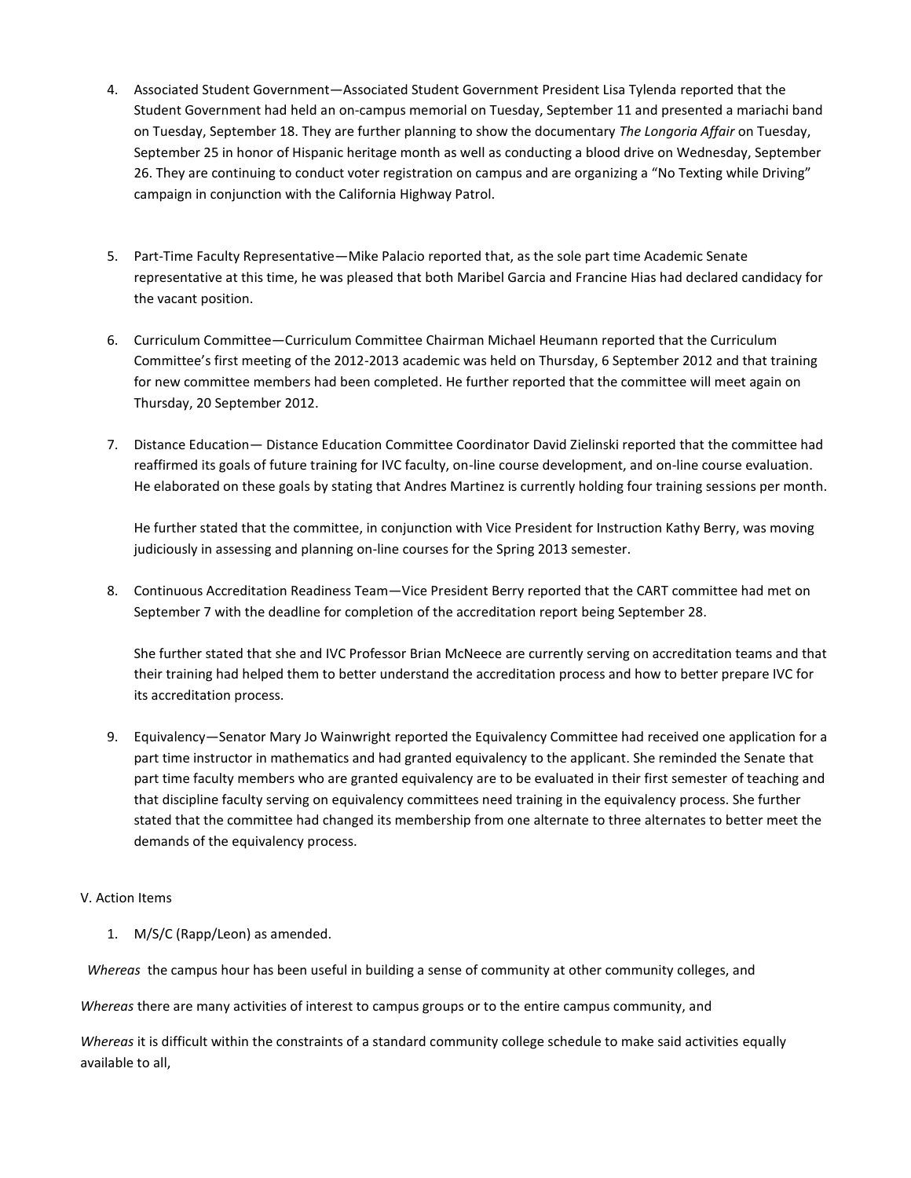4. Associated Student Government—Associated Student Government President Lisa Tylenda reported that the Student Government had held an on-campus memorial on Tuesday, September 11 and presented a mariachi band on Tuesday, September 18. They are further planning to show the documentary *The Longoria Affair* on Tuesday, September 25 in honor of Hispanic heritage month as well as conducting a blood drive on Wednesday, September 26. They are continuing to conduct voter registration on campus and are organizing a "No Texting while Driving" campaign in conjunction with the California Highway Patrol.

5. Part-Time Faculty Representative—Mike Palacio reported that, as the sole part time Academic Senate representative at this time, he was pleased that both Maribel Garcia and Francine Hias had declared candidacy for the vacant position.

6. Curriculum Committee—Curriculum Committee Chairman Michael Heumann reported that the Curriculum Committee's first meeting of the 2012-2013 academic was held on Thursday, 6 September 2012 and that training for new committee members had been completed. He further reported that the committee will meet again on Thursday, 20 September 2012.

7. Distance Education— Distance Education Committee Coordinator David Zielinski reported that the committee had reaffirmed its goals of future training for IVC faculty, on-line course development, and on-line course evaluation. He elaborated on these goals by stating that Andres Martinez is currently holding four training sessions per month.

   He further stated that the committee, in conjunction with Vice President for Instruction Kathy Berry, was moving judiciously in assessing and planning on-line courses for the Spring 2013 semester.

8. Continuous Accreditation Readiness Team—Vice President Berry reported that the CART committee had met on September 7 with the deadline for completion of the accreditation report being September 28.

   She further stated that she and IVC Professor Brian McNeece are currently serving on accreditation teams and that their training had helped them to better understand the accreditation process and how to better prepare IVC for its accreditation process.

9. Equivalency—Senator Mary Jo Wainwright reported the Equivalency Committee had received one application for a part time instructor in mathematics and had granted equivalency to the applicant. She reminded the Senate that part time faculty members who are granted equivalency are to be evaluated in their first semester of teaching and that discipline faculty serving on equivalency committees need training in the equivalency process. She further stated that the committee had changed its membership from one alternate to three alternates to better meet the demands of the equivalency process.

V. Action Items

1. M/S/C (Rapp/Leon) as amended.

*Whereas* the campus hour has been useful in building a sense of community at other community colleges, and

*Whereas* there are many activities of interest to campus groups or to the entire campus community, and

*Whereas* it is difficult within the constraints of a standard community college schedule to make said activities equally available to all,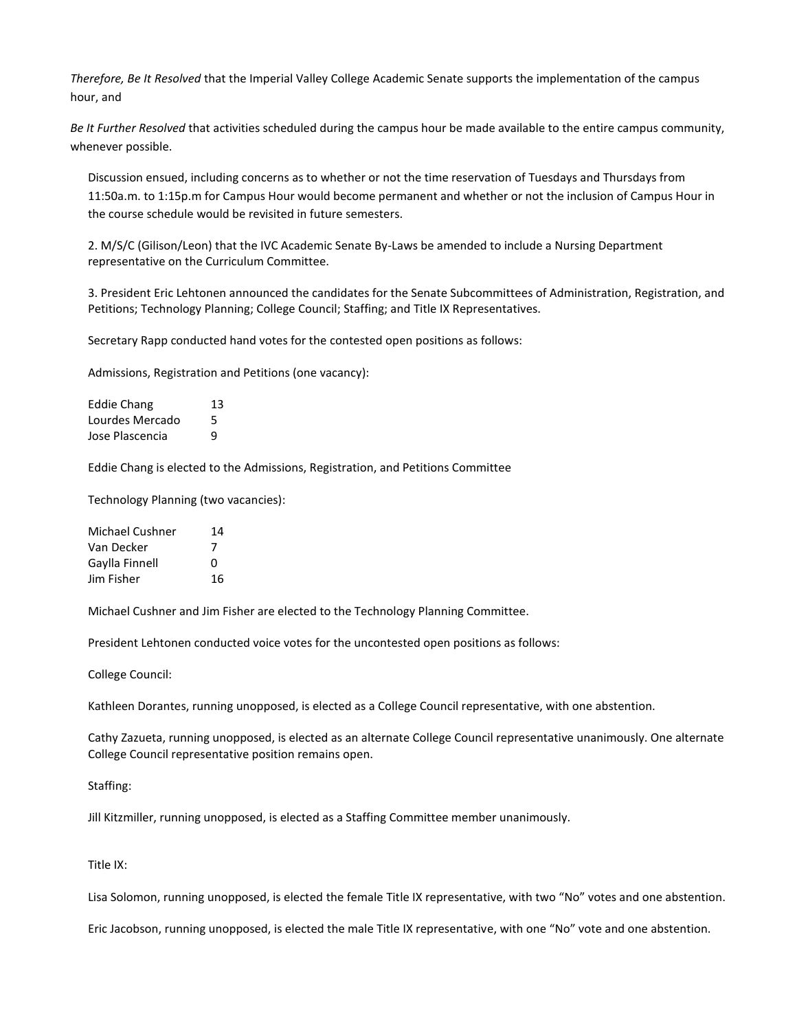*Therefore, Be It Resolved* that the Imperial Valley College Academic Senate supports the implementation of the campus hour, and

*Be It Further Resolved* that activities scheduled during the campus hour be made available to the entire campus community, whenever possible.

Discussion ensued, including concerns as to whether or not the time reservation of Tuesdays and Thursdays from 11:50a.m. to 1:15p.m for Campus Hour would become permanent and whether or not the inclusion of Campus Hour in the course schedule would be revisited in future semesters.

2. M/S/C (Gilison/Leon) that the IVC Academic Senate By-Laws be amended to include a Nursing Department representative on the Curriculum Committee.

3. President Eric Lehtonen announced the candidates for the Senate Subcommittees of Administration, Registration, and Petitions; Technology Planning; College Council; Staffing; and Title IX Representatives.

Secretary Rapp conducted hand votes for the contested open positions as follows:

Admissions, Registration and Petitions (one vacancy):

| | |
|---|---|
| Eddie Chang | 13 |
| Lourdes Mercado | 5 |
| Jose Plascencia | 9 |

Eddie Chang is elected to the Admissions, Registration, and Petitions Committee

Technology Planning (two vacancies):

| | |
|---|---|
| Michael Cushner | 14 |
| Van Decker | 7 |
| Gaylla Finnell | 0 |
| Jim Fisher | 16 |

Michael Cushner and Jim Fisher are elected to the Technology Planning Committee.

President Lehtonen conducted voice votes for the uncontested open positions as follows:

College Council:

Kathleen Dorantes, running unopposed, is elected as a College Council representative, with one abstention.

Cathy Zazueta, running unopposed, is elected as an alternate College Council representative unanimously. One alternate College Council representative position remains open.

Staffing:

Jill Kitzmiller, running unopposed, is elected as a Staffing Committee member unanimously.

Title IX:

Lisa Solomon, running unopposed, is elected the female Title IX representative, with two "No" votes and one abstention.

Eric Jacobson, running unopposed, is elected the male Title IX representative, with one "No" vote and one abstention.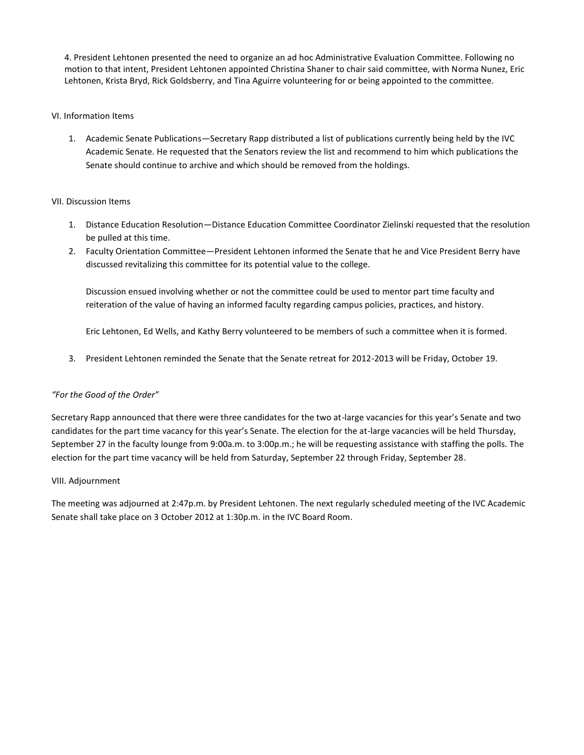4. President Lehtonen presented the need to organize an ad hoc Administrative Evaluation Committee. Following no motion to that intent, President Lehtonen appointed Christina Shaner to chair said committee, with Norma Nunez, Eric Lehtonen, Krista Bryd, Rick Goldsberry, and Tina Aguirre volunteering for or being appointed to the committee.

VI. Information Items

1. Academic Senate Publications—Secretary Rapp distributed a list of publications currently being held by the IVC Academic Senate. He requested that the Senators review the list and recommend to him which publications the Senate should continue to archive and which should be removed from the holdings.

VII. Discussion Items

1. Distance Education Resolution—Distance Education Committee Coordinator Zielinski requested that the resolution be pulled at this time.
2. Faculty Orientation Committee—President Lehtonen informed the Senate that he and Vice President Berry have discussed revitalizing this committee for its potential value to the college.

   Discussion ensued involving whether or not the committee could be used to mentor part time faculty and reiteration of the value of having an informed faculty regarding campus policies, practices, and history.

   Eric Lehtonen, Ed Wells, and Kathy Berry volunteered to be members of such a committee when it is formed.

3. President Lehtonen reminded the Senate that the Senate retreat for 2012-2013 will be Friday, October 19.

*"For the Good of the Order"*

Secretary Rapp announced that there were three candidates for the two at-large vacancies for this year's Senate and two candidates for the part time vacancy for this year's Senate. The election for the at-large vacancies will be held Thursday, September 27 in the faculty lounge from 9:00a.m. to 3:00p.m.; he will be requesting assistance with staffing the polls. The election for the part time vacancy will be held from Saturday, September 22 through Friday, September 28.

VIII. Adjournment

The meeting was adjourned at 2:47p.m. by President Lehtonen. The next regularly scheduled meeting of the IVC Academic Senate shall take place on 3 October 2012 at 1:30p.m. in the IVC Board Room.